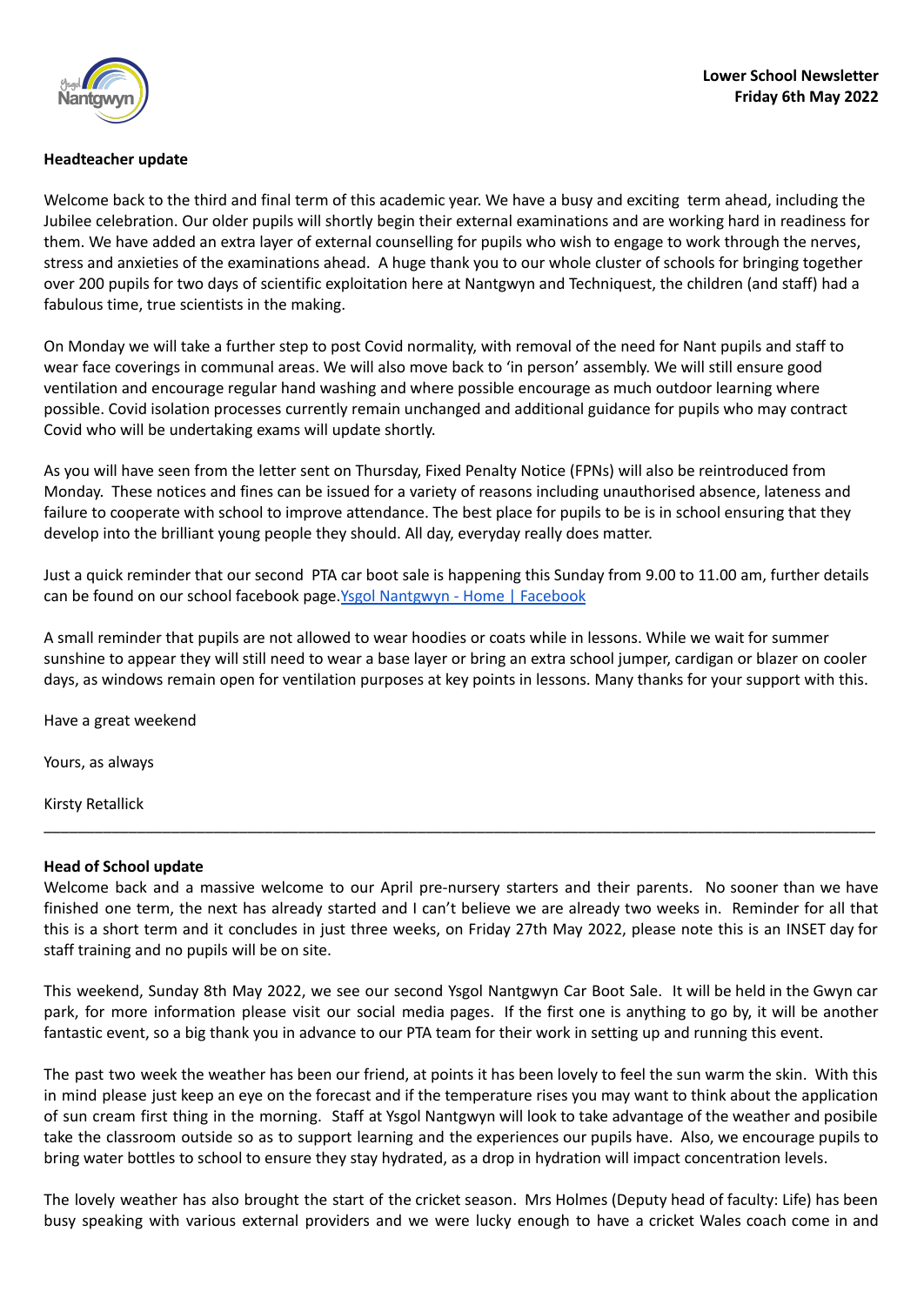**Lower School Newsletter**
**Friday 6th May 2022**

**Headteacher update**

Welcome back to the third and final term of this academic year. We have a busy and exciting term ahead, including the Jubilee celebration. Our older pupils will shortly begin their external examinations and are working hard in readiness for them. We have added an extra layer of external counselling for pupils who wish to engage to work through the nerves, stress and anxieties of the examinations ahead. A huge thank you to our whole cluster of schools for bringing together over 200 pupils for two days of scientific exploitation here at Nantgwyn and Techniquest, the children (and staff) had a fabulous time, true scientists in the making.

On Monday we will take a further step to post Covid normality, with removal of the need for Nant pupils and staff to wear face coverings in communal areas. We will also move back to 'in person' assembly. We will still ensure good ventilation and encourage regular hand washing and where possible encourage as much outdoor learning where possible. Covid isolation processes currently remain unchanged and additional guidance for pupils who may contract Covid who will be undertaking exams will update shortly.

As you will have seen from the letter sent on Thursday, Fixed Penalty Notice (FPNs) will also be reintroduced from Monday. These notices and fines can be issued for a variety of reasons including unauthorised absence, lateness and failure to cooperate with school to improve attendance. The best place for pupils to be is in school ensuring that they develop into the brilliant young people they should. All day, everyday really does matter.

Just a quick reminder that our second PTA car boot sale is happening this Sunday from 9.00 to 11.00 am, further details can be found on our school facebook page.[Ysgol Nantgwyn - Home | Facebook]

A small reminder that pupils are not allowed to wear hoodies or coats while in lessons. While we wait for summer sunshine to appear they will still need to wear a base layer or bring an extra school jumper, cardigan or blazer on cooler days, as windows remain open for ventilation purposes at key points in lessons. Many thanks for your support with this.

Have a great weekend

Yours, as always

Kirsty Retallick

---

**Head of School update**

Welcome back and a massive welcome to our April pre-nursery starters and their parents. No sooner than we have finished one term, the next has already started and I can't believe we are already two weeks in. Reminder for all that this is a short term and it concludes in just three weeks, on Friday 27th May 2022, please note this is an INSET day for staff training and no pupils will be on site.

This weekend, Sunday 8th May 2022, we see our second Ysgol Nantgwyn Car Boot Sale. It will be held in the Gwyn car park, for more information please visit our social media pages. If the first one is anything to go by, it will be another fantastic event, so a big thank you in advance to our PTA team for their work in setting up and running this event.

The past two week the weather has been our friend, at points it has been lovely to feel the sun warm the skin. With this in mind please just keep an eye on the forecast and if the temperature rises you may want to think about the application of sun cream first thing in the morning. Staff at Ysgol Nantgwyn will look to take advantage of the weather and posibile take the classroom outside so as to support learning and the experiences our pupils have. Also, we encourage pupils to bring water bottles to school to ensure they stay hydrated, as a drop in hydration will impact concentration levels.

The lovely weather has also brought the start of the cricket season. Mrs Holmes (Deputy head of faculty: Life) has been busy speaking with various external providers and we were lucky enough to have a cricket Wales coach come in and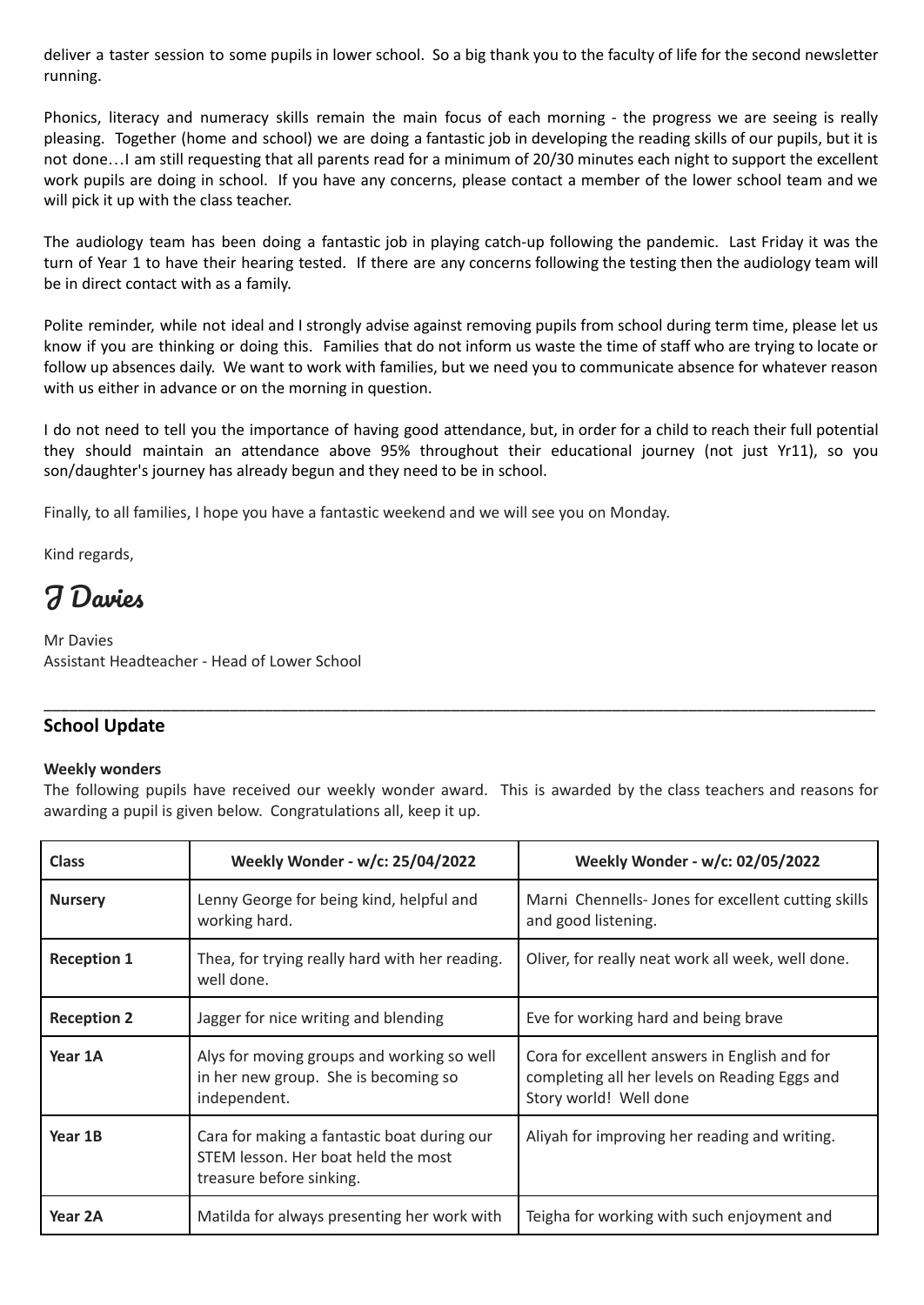deliver a taster session to some pupils in lower school. So a big thank you to the faculty of life for the second newsletter running.

Phonics, literacy and numeracy skills remain the main focus of each morning - the progress we are seeing is really pleasing. Together (home and school) we are doing a fantastic job in developing the reading skills of our pupils, but it is not done…I am still requesting that all parents read for a minimum of 20/30 minutes each night to support the excellent work pupils are doing in school. If you have any concerns, please contact a member of the lower school team and we will pick it up with the class teacher.

The audiology team has been doing a fantastic job in playing catch-up following the pandemic. Last Friday it was the turn of Year 1 to have their hearing tested. If there are any concerns following the testing then the audiology team will be in direct contact with as a family.

Polite reminder, while not ideal and I strongly advise against removing pupils from school during term time, please let us know if you are thinking or doing this. Families that do not inform us waste the time of staff who are trying to locate or follow up absences daily. We want to work with families, but we need you to communicate absence for whatever reason with us either in advance or on the morning in question.

I do not need to tell you the importance of having good attendance, but, in order for a child to reach their full potential they should maintain an attendance above 95% throughout their educational journey (not just Yr11), so you son/daughter's journey has already begun and they need to be in school.

Finally, to all families, I hope you have a fantastic weekend and we will see you on Monday.

Kind regards,

J Davies

Mr Davies
Assistant Headteacher - Head of Lower School

---

## School Update

**Weekly wonders**

The following pupils have received our weekly wonder award. This is awarded by the class teachers and reasons for awarding a pupil is given below. Congratulations all, keep it up.

| Class | Weekly Wonder - w/c: 25/04/2022 | Weekly Wonder - w/c: 02/05/2022 |
|---|---|---|
| **Nursery** | Lenny George for being kind, helpful and working hard. | Marni Chennells- Jones for excellent cutting skills and good listening. |
| **Reception 1** | Thea, for trying really hard with her reading. well done. | Oliver, for really neat work all week, well done. |
| **Reception 2** | Jagger for nice writing and blending | Eve for working hard and being brave |
| **Year 1A** | Alys for moving groups and working so well in her new group. She is becoming so independent. | Cora for excellent answers in English and for completing all her levels on Reading Eggs and Story world! Well done |
| **Year 1B** | Cara for making a fantastic boat during our STEM lesson. Her boat held the most treasure before sinking. | Aliyah for improving her reading and writing. |
| **Year 2A** | Matilda for always presenting her work with | Teigha for working with such enjoyment and |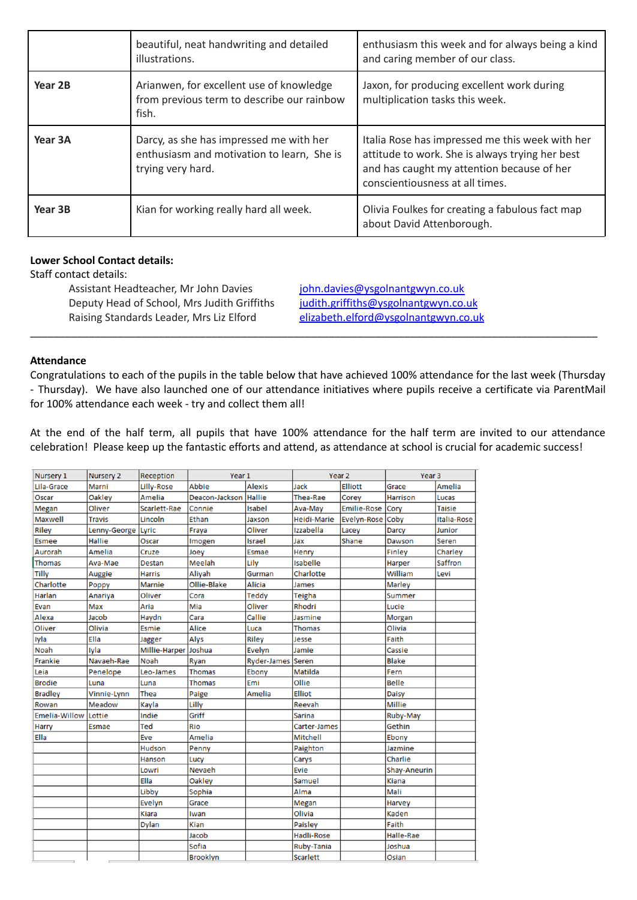| | | |
|---|---|---|
| | beautiful, neat handwriting and detailed illustrations. | enthusiasm this week and for always being a kind and caring member of our class. |
| **Year 2B** | Arianwen, for excellent use of knowledge from previous term to describe our rainbow fish. | Jaxon, for producing excellent work during multiplication tasks this week. |
| **Year 3A** | Darcy, as she has impressed me with her enthusiasm and motivation to learn, She is trying very hard. | Italia Rose has impressed me this week with her attitude to work. She is always trying her best and has caught my attention because of her conscientiousness at all times. |
| **Year 3B** | Kian for working really hard all week. | Olivia Foulkes for creating a fabulous fact map about David Attenborough. |

**Lower School Contact details:**

Staff contact details:

Assistant Headteacher, Mr John Davies — john.davies@ysgolnantgwyn.co.uk
Deputy Head of School, Mrs Judith Griffiths — judith.griffiths@ysgolnantgwyn.co.uk
Raising Standards Leader, Mrs Liz Elford — elizabeth.elford@ysgolnantgwyn.co.uk

---

**Attendance**

Congratulations to each of the pupils in the table below that have achieved 100% attendance for the last week (Thursday - Thursday). We have also launched one of our attendance initiatives where pupils receive a certificate via ParentMail for 100% attendance each week - try and collect them all!

At the end of the half term, all pupils that have 100% attendance for the half term are invited to our attendance celebration! Please keep up the fantastic efforts and attend, as attendance at school is crucial for academic success!

| Nursery 1 | Nursery 2 | Reception | Year 1 | | Year 2 | | Year 3 | |
|---|---|---|---|---|---|---|---|---|
| Lila-Grace | Marni | Lilly-Rose | Abbie | Alexis | Jack | Elliott | Grace | Amelia |
| Oscar | Oakley | Amelia | Deacon-Jackson | Hallie | Thea-Rae | Corey | Harrison | Lucas |
| Megan | Oliver | Scarlett-Rae | Connie | Isabel | Ava-May | Emilie-Rose | Cory | Taisie |
| Maxwell | Travis | Lincoln | Ethan | Jaxson | Heidi-Marie | Evelyn-Rose | Coby | Italia-Rose |
| Riley | Lenny-George | Lyric | Fraya | Oliver | Izzabella | Lacey | Darcy | Junior |
| Esmee | Hallie | Oscar | Imogen | Israel | Jax | Shane | Dawson | Seren |
| Aurorah | Amelia | Cruze | Joey | Esmae | Henry | | Finley | Charley |
| Thomas | Ava-Mae | Destan | Meelah | Lily | Isabelle | | Harper | Saffron |
| Tilly | Auggie | Harris | Aliyah | Gurman | Charlotte | | William | Levi |
| Charlotte | Poppy | Marnie | Ollie-Blake | Alicia | James | | Marley | |
| Harlan | Anariya | Oliver | Cora | Teddy | Teigha | | Summer | |
| Evan | Max | Aria | Mia | Oliver | Rhodri | | Lucie | |
| Alexa | Jacob | Haydn | Cara | Callie | Jasmine | | Morgan | |
| Oliver | Olivia | Esmie | Alice | Luca | Thomas | | Olivia | |
| Iyla | Ella | Jagger | Alys | Riley | Jesse | | Faith | |
| Noah | Iyla | Millie-Harper | Joshua | Evelyn | Jamie | | Cassie | |
| Frankie | Navaeh-Rae | Noah | Ryan | Ryder-James | Seren | | Blake | |
| Leia | Penelope | Leo-James | Thomas | Ebony | Matilda | | Fern | |
| Brodie | Luna | Luna | Thomas | Emi | Ollie | | Belle | |
| Bradley | Vinnie-Lynn | Thea | Paige | Amelia | Elliot | | Daisy | |
| Rowan | Meadow | Kayla | Lilly | | Reevah | | Millie | |
| Emelia-Willow | Lottie | Indie | Griff | | Sarina | | Ruby-May | |
| Harry | Esmae | Ted | Rio | | Carter-James | | Gethin | |
| Ella | | Eve | Amelia | | Mitchell | | Ebony | |
| | | Hudson | Penny | | Paighton | | Jazmine | |
| | | Hanson | Lucy | | Carys | | Charlie | |
| | | Lowri | Nevaeh | | Evie | | Shay-Aneurin | |
| | | Ella | Oakley | | Samuel | | Kiana | |
| | | Libby | Sophia | | Alma | | Mali | |
| | | Evelyn | Grace | | Megan | | Harvey | |
| | | Kiara | Iwan | | Olivia | | Kaden | |
| | | Dylan | Kian | | Paisley | | Faith | |
| | | | Jacob | | Hadli-Rose | | Halle-Rae | |
| | | | Sofia | | Ruby-Tania | | Joshua | |
| | | | Brooklyn | | Scarlett | | Osian | |